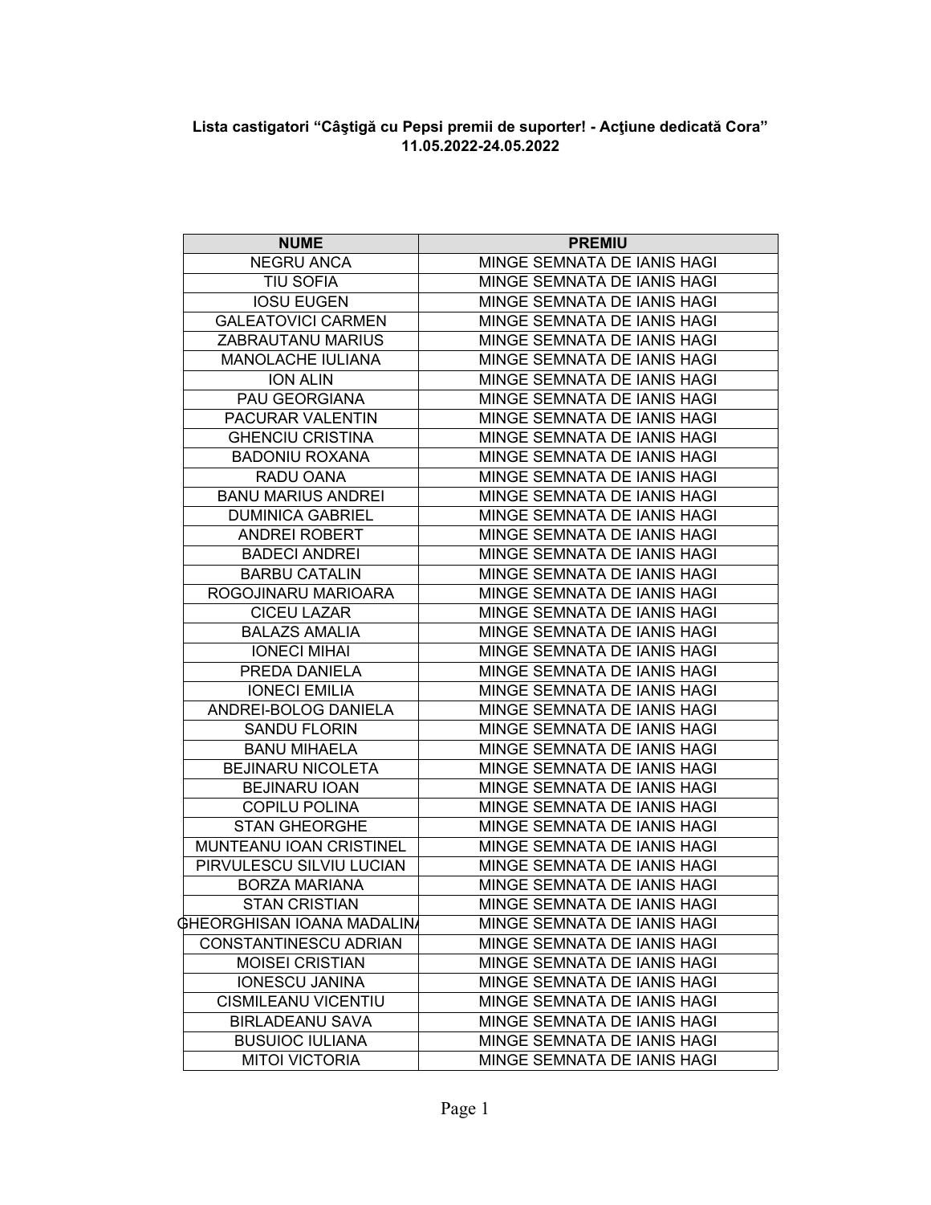**Lista castigatori "Câştigă cu Pepsi premii de suporter! - Acţiune dedicată Cora"**
**11.05.2022-24.05.2022**

| NUME | PREMIU |
|---|---|
| NEGRU ANCA | MINGE SEMNATA DE IANIS HAGI |
| TIU SOFIA | MINGE SEMNATA DE IANIS HAGI |
| IOSU EUGEN | MINGE SEMNATA DE IANIS HAGI |
| GALEATOVICI CARMEN | MINGE SEMNATA DE IANIS HAGI |
| ZABRAUTANU MARIUS | MINGE SEMNATA DE IANIS HAGI |
| MANOLACHE IULIANA | MINGE SEMNATA DE IANIS HAGI |
| ION ALIN | MINGE SEMNATA DE IANIS HAGI |
| PAU GEORGIANA | MINGE SEMNATA DE IANIS HAGI |
| PACURAR VALENTIN | MINGE SEMNATA DE IANIS HAGI |
| GHENCIU CRISTINA | MINGE SEMNATA DE IANIS HAGI |
| BADONIU ROXANA | MINGE SEMNATA DE IANIS HAGI |
| RADU OANA | MINGE SEMNATA DE IANIS HAGI |
| BANU MARIUS ANDREI | MINGE SEMNATA DE IANIS HAGI |
| DUMINICA GABRIEL | MINGE SEMNATA DE IANIS HAGI |
| ANDREI ROBERT | MINGE SEMNATA DE IANIS HAGI |
| BADECI ANDREI | MINGE SEMNATA DE IANIS HAGI |
| BARBU CATALIN | MINGE SEMNATA DE IANIS HAGI |
| ROGOJINARU MARIOARA | MINGE SEMNATA DE IANIS HAGI |
| CICEU LAZAR | MINGE SEMNATA DE IANIS HAGI |
| BALAZS AMALIA | MINGE SEMNATA DE IANIS HAGI |
| IONECI MIHAI | MINGE SEMNATA DE IANIS HAGI |
| PREDA DANIELA | MINGE SEMNATA DE IANIS HAGI |
| IONECI EMILIA | MINGE SEMNATA DE IANIS HAGI |
| ANDREI-BOLOG DANIELA | MINGE SEMNATA DE IANIS HAGI |
| SANDU FLORIN | MINGE SEMNATA DE IANIS HAGI |
| BANU MIHAELA | MINGE SEMNATA DE IANIS HAGI |
| BEJINARU NICOLETA | MINGE SEMNATA DE IANIS HAGI |
| BEJINARU IOAN | MINGE SEMNATA DE IANIS HAGI |
| COPILU POLINA | MINGE SEMNATA DE IANIS HAGI |
| STAN GHEORGHE | MINGE SEMNATA DE IANIS HAGI |
| MUNTEANU IOAN CRISTINEL | MINGE SEMNATA DE IANIS HAGI |
| PIRVULESCU SILVIU LUCIAN | MINGE SEMNATA DE IANIS HAGI |
| BORZA MARIANA | MINGE SEMNATA DE IANIS HAGI |
| STAN CRISTIAN | MINGE SEMNATA DE IANIS HAGI |
| GHEORGHISAN IOANA MADALINA | MINGE SEMNATA DE IANIS HAGI |
| CONSTANTINESCU ADRIAN | MINGE SEMNATA DE IANIS HAGI |
| MOISEI CRISTIAN | MINGE SEMNATA DE IANIS HAGI |
| IONESCU JANINA | MINGE SEMNATA DE IANIS HAGI |
| CISMILEANU VICENTIU | MINGE SEMNATA DE IANIS HAGI |
| BIRLADEANU SAVA | MINGE SEMNATA DE IANIS HAGI |
| BUSUIOC IULIANA | MINGE SEMNATA DE IANIS HAGI |
| MITOI VICTORIA | MINGE SEMNATA DE IANIS HAGI |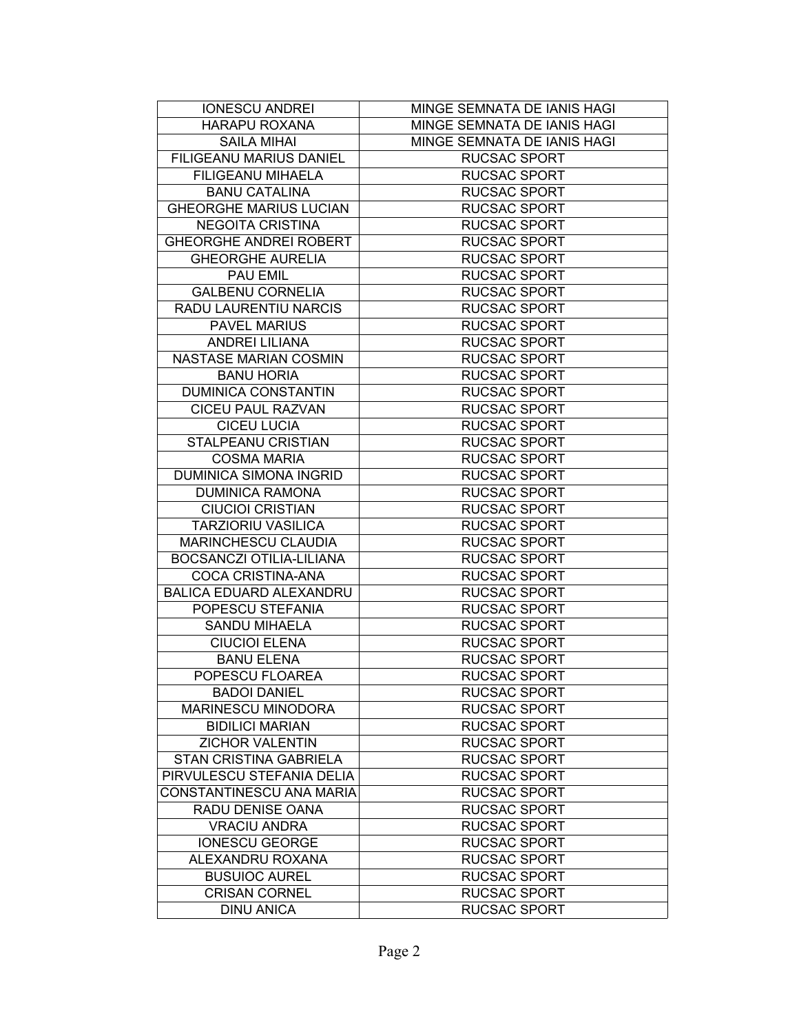| IONESCU ANDREI | MINGE SEMNATA DE IANIS HAGI |
|---|---|
| HARAPU ROXANA | MINGE SEMNATA DE IANIS HAGI |
| SAILA MIHAI | MINGE SEMNATA DE IANIS HAGI |
| FILIGEANU MARIUS DANIEL | RUCSAC SPORT |
| FILIGEANU MIHAELA | RUCSAC SPORT |
| BANU CATALINA | RUCSAC SPORT |
| GHEORGHE MARIUS LUCIAN | RUCSAC SPORT |
| NEGOITA CRISTINA | RUCSAC SPORT |
| GHEORGHE ANDREI ROBERT | RUCSAC SPORT |
| GHEORGHE AURELIA | RUCSAC SPORT |
| PAU EMIL | RUCSAC SPORT |
| GALBENU CORNELIA | RUCSAC SPORT |
| RADU LAURENTIU NARCIS | RUCSAC SPORT |
| PAVEL MARIUS | RUCSAC SPORT |
| ANDREI LILIANA | RUCSAC SPORT |
| NASTASE MARIAN COSMIN | RUCSAC SPORT |
| BANU HORIA | RUCSAC SPORT |
| DUMINICA CONSTANTIN | RUCSAC SPORT |
| CICEU PAUL RAZVAN | RUCSAC SPORT |
| CICEU LUCIA | RUCSAC SPORT |
| STALPEANU CRISTIAN | RUCSAC SPORT |
| COSMA MARIA | RUCSAC SPORT |
| DUMINICA SIMONA INGRID | RUCSAC SPORT |
| DUMINICA RAMONA | RUCSAC SPORT |
| CIUCIOI CRISTIAN | RUCSAC SPORT |
| TARZIORIU VASILICA | RUCSAC SPORT |
| MARINCHESCU CLAUDIA | RUCSAC SPORT |
| BOCSANCZI OTILIA-LILIANA | RUCSAC SPORT |
| COCA CRISTINA-ANA | RUCSAC SPORT |
| BALICA EDUARD ALEXANDRU | RUCSAC SPORT |
| POPESCU STEFANIA | RUCSAC SPORT |
| SANDU MIHAELA | RUCSAC SPORT |
| CIUCIOI ELENA | RUCSAC SPORT |
| BANU ELENA | RUCSAC SPORT |
| POPESCU FLOAREA | RUCSAC SPORT |
| BADOI DANIEL | RUCSAC SPORT |
| MARINESCU MINODORA | RUCSAC SPORT |
| BIDILICI MARIAN | RUCSAC SPORT |
| ZICHOR VALENTIN | RUCSAC SPORT |
| STAN CRISTINA GABRIELA | RUCSAC SPORT |
| PIRVULESCU STEFANIA DELIA | RUCSAC SPORT |
| CONSTANTINESCU ANA MARIA | RUCSAC SPORT |
| RADU DENISE OANA | RUCSAC SPORT |
| VRACIU ANDRA | RUCSAC SPORT |
| IONESCU GEORGE | RUCSAC SPORT |
| ALEXANDRU ROXANA | RUCSAC SPORT |
| BUSUIOC AUREL | RUCSAC SPORT |
| CRISAN CORNEL | RUCSAC SPORT |
| DINU ANICA | RUCSAC SPORT |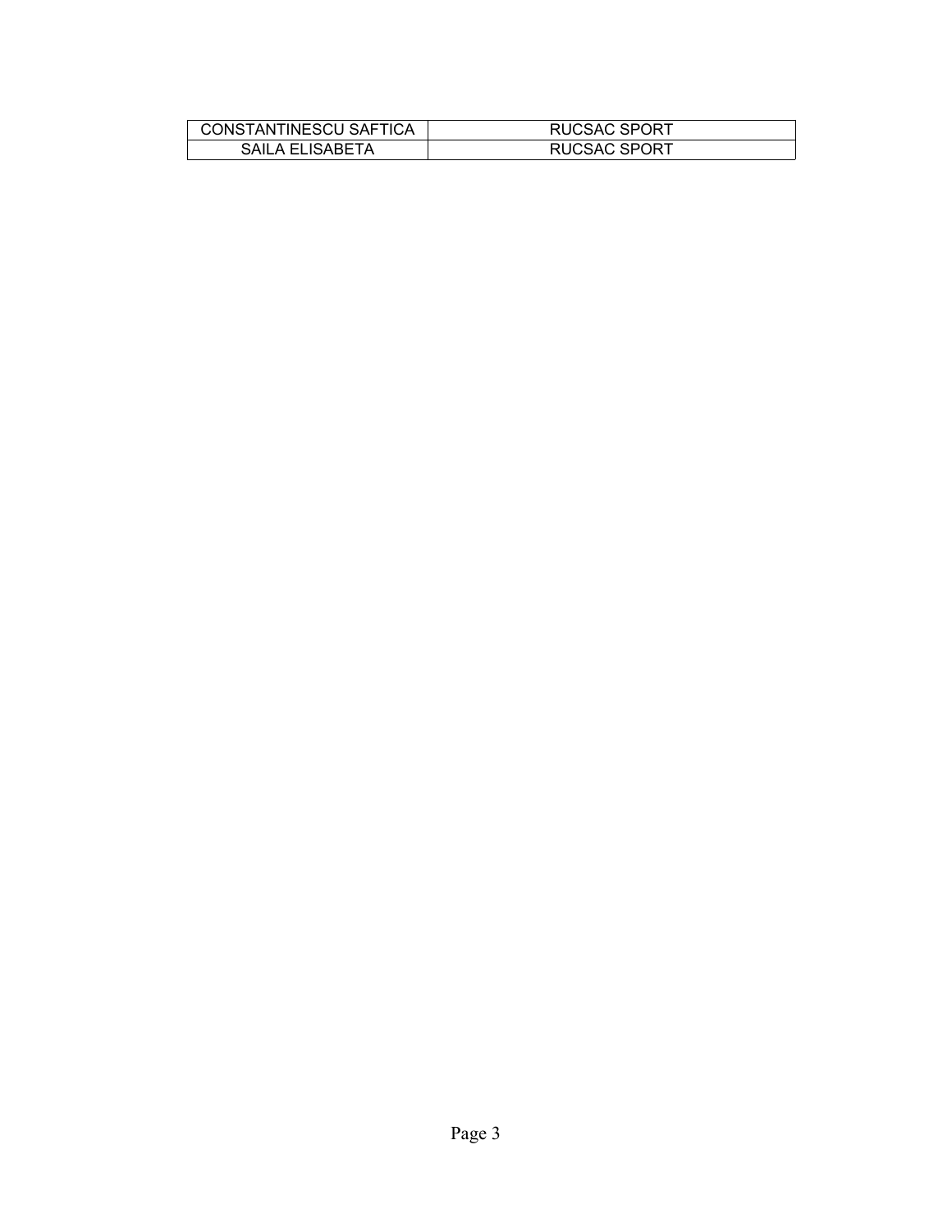| | |
|---|---|
| CONSTANTINESCU SAFTICA | RUCSAC SPORT |
| SAILA ELISABETA | RUCSAC SPORT |